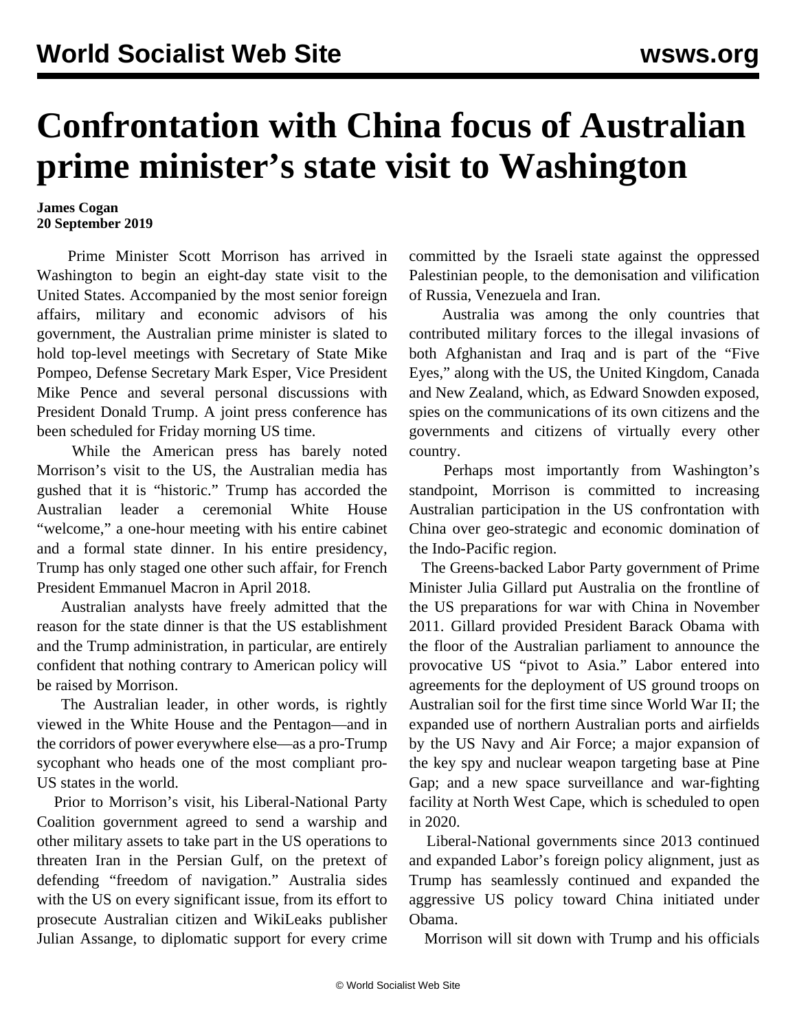# Confrontation with China focus of Australian prime minister's state visit to Washington

**James Cogan**
**20 September 2019**

Prime Minister Scott Morrison has arrived in Washington to begin an eight-day state visit to the United States. Accompanied by the most senior foreign affairs, military and economic advisors of his government, the Australian prime minister is slated to hold top-level meetings with Secretary of State Mike Pompeo, Defense Secretary Mark Esper, Vice President Mike Pence and several personal discussions with President Donald Trump. A joint press conference has been scheduled for Friday morning US time.

While the American press has barely noted Morrison's visit to the US, the Australian media has gushed that it is "historic." Trump has accorded the Australian leader a ceremonial White House "welcome," a one-hour meeting with his entire cabinet and a formal state dinner. In his entire presidency, Trump has only staged one other such affair, for French President Emmanuel Macron in April 2018.

Australian analysts have freely admitted that the reason for the state dinner is that the US establishment and the Trump administration, in particular, are entirely confident that nothing contrary to American policy will be raised by Morrison.

The Australian leader, in other words, is rightly viewed in the White House and the Pentagon—and in the corridors of power everywhere else—as a pro-Trump sycophant who heads one of the most compliant pro-US states in the world.

Prior to Morrison's visit, his Liberal-National Party Coalition government agreed to send a warship and other military assets to take part in the US operations to threaten Iran in the Persian Gulf, on the pretext of defending "freedom of navigation." Australia sides with the US on every significant issue, from its effort to prosecute Australian citizen and WikiLeaks publisher Julian Assange, to diplomatic support for every crime committed by the Israeli state against the oppressed Palestinian people, to the demonisation and vilification of Russia, Venezuela and Iran.

Australia was among the only countries that contributed military forces to the illegal invasions of both Afghanistan and Iraq and is part of the "Five Eyes," along with the US, the United Kingdom, Canada and New Zealand, which, as Edward Snowden exposed, spies on the communications of its own citizens and the governments and citizens of virtually every other country.

Perhaps most importantly from Washington's standpoint, Morrison is committed to increasing Australian participation in the US confrontation with China over geo-strategic and economic domination of the Indo-Pacific region.

The Greens-backed Labor Party government of Prime Minister Julia Gillard put Australia on the frontline of the US preparations for war with China in November 2011. Gillard provided President Barack Obama with the floor of the Australian parliament to announce the provocative US "pivot to Asia." Labor entered into agreements for the deployment of US ground troops on Australian soil for the first time since World War II; the expanded use of northern Australian ports and airfields by the US Navy and Air Force; a major expansion of the key spy and nuclear weapon targeting base at Pine Gap; and a new space surveillance and war-fighting facility at North West Cape, which is scheduled to open in 2020.

Liberal-National governments since 2013 continued and expanded Labor's foreign policy alignment, just as Trump has seamlessly continued and expanded the aggressive US policy toward China initiated under Obama.

Morrison will sit down with Trump and his officials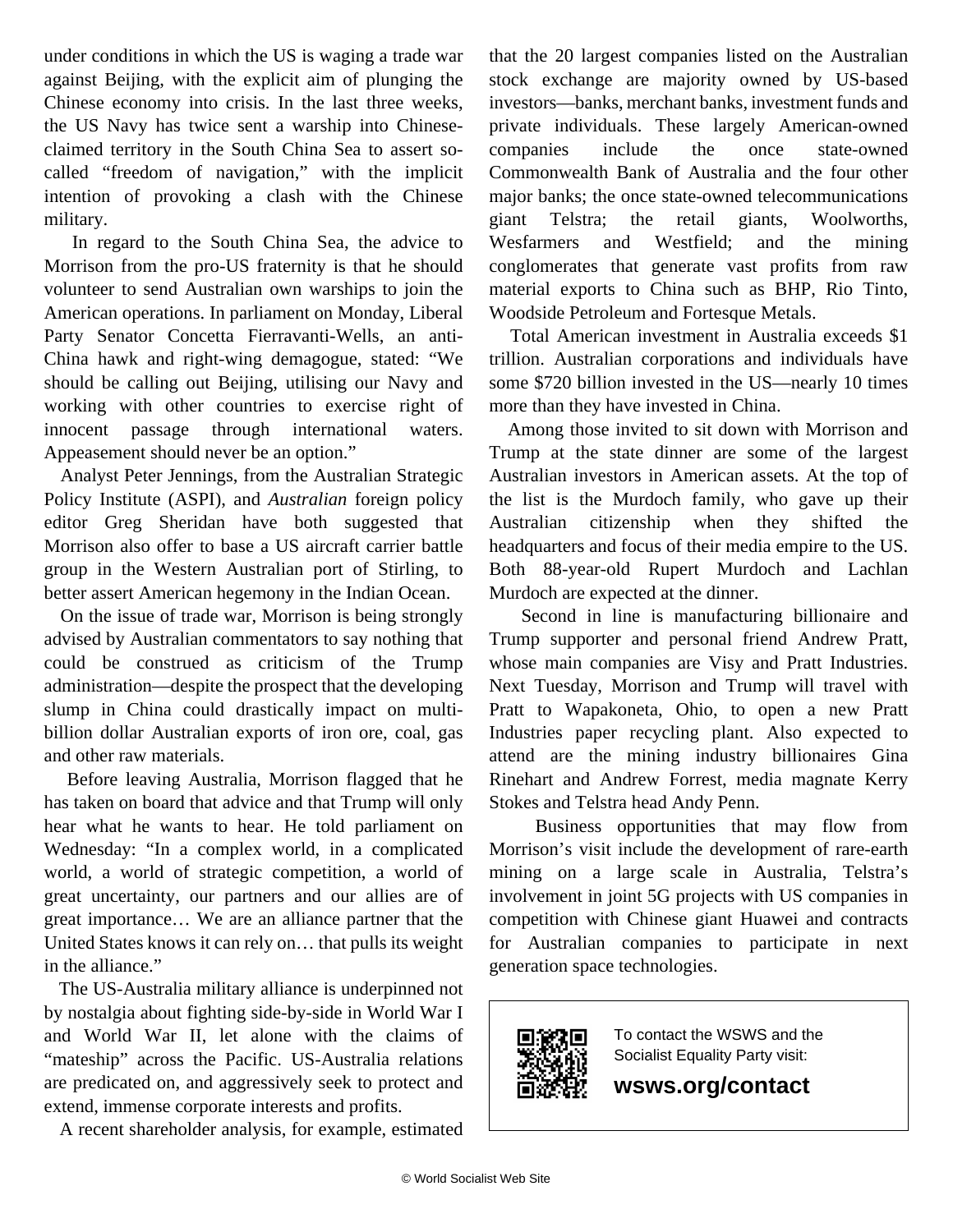under conditions in which the US is waging a trade war against Beijing, with the explicit aim of plunging the Chinese economy into crisis. In the last three weeks, the US Navy has twice sent a warship into Chinese-claimed territory in the South China Sea to assert so-called "freedom of navigation," with the implicit intention of provoking a clash with the Chinese military.

In regard to the South China Sea, the advice to Morrison from the pro-US fraternity is that he should volunteer to send Australian own warships to join the American operations. In parliament on Monday, Liberal Party Senator Concetta Fierravanti-Wells, an anti-China hawk and right-wing demagogue, stated: "We should be calling out Beijing, utilising our Navy and working with other countries to exercise right of innocent passage through international waters. Appeasement should never be an option."

Analyst Peter Jennings, from the Australian Strategic Policy Institute (ASPI), and *Australian* foreign policy editor Greg Sheridan have both suggested that Morrison also offer to base a US aircraft carrier battle group in the Western Australian port of Stirling, to better assert American hegemony in the Indian Ocean.

On the issue of trade war, Morrison is being strongly advised by Australian commentators to say nothing that could be construed as criticism of the Trump administration—despite the prospect that the developing slump in China could drastically impact on multi-billion dollar Australian exports of iron ore, coal, gas and other raw materials.

Before leaving Australia, Morrison flagged that he has taken on board that advice and that Trump will only hear what he wants to hear. He told parliament on Wednesday: "In a complex world, in a complicated world, a world of strategic competition, a world of great uncertainty, our partners and our allies are of great importance… We are an alliance partner that the United States knows it can rely on… that pulls its weight in the alliance."

The US-Australia military alliance is underpinned not by nostalgia about fighting side-by-side in World War I and World War II, let alone with the claims of "mateship" across the Pacific. US-Australia relations are predicated on, and aggressively seek to protect and extend, immense corporate interests and profits.

A recent shareholder analysis, for example, estimated that the 20 largest companies listed on the Australian stock exchange are majority owned by US-based investors—banks, merchant banks, investment funds and private individuals. These largely American-owned companies include the once state-owned Commonwealth Bank of Australia and the four other major banks; the once state-owned telecommunications giant Telstra; the retail giants, Woolworths, Wesfarmers and Westfield; and the mining conglomerates that generate vast profits from raw material exports to China such as BHP, Rio Tinto, Woodside Petroleum and Fortesque Metals.

Total American investment in Australia exceeds $1 trillion. Australian corporations and individuals have some $720 billion invested in the US—nearly 10 times more than they have invested in China.

Among those invited to sit down with Morrison and Trump at the state dinner are some of the largest Australian investors in American assets. At the top of the list is the Murdoch family, who gave up their Australian citizenship when they shifted the headquarters and focus of their media empire to the US. Both 88-year-old Rupert Murdoch and Lachlan Murdoch are expected at the dinner.

Second in line is manufacturing billionaire and Trump supporter and personal friend Andrew Pratt, whose main companies are Visy and Pratt Industries. Next Tuesday, Morrison and Trump will travel with Pratt to Wapakoneta, Ohio, to open a new Pratt Industries paper recycling plant. Also expected to attend are the mining industry billionaires Gina Rinehart and Andrew Forrest, media magnate Kerry Stokes and Telstra head Andy Penn.

Business opportunities that may flow from Morrison's visit include the development of rare-earth mining on a large scale in Australia, Telstra's involvement in joint 5G projects with US companies in competition with Chinese giant Huawei and contracts for Australian companies to participate in next generation space technologies.

To contact the WSWS and the Socialist Equality Party visit:

**wsws.org/contact**